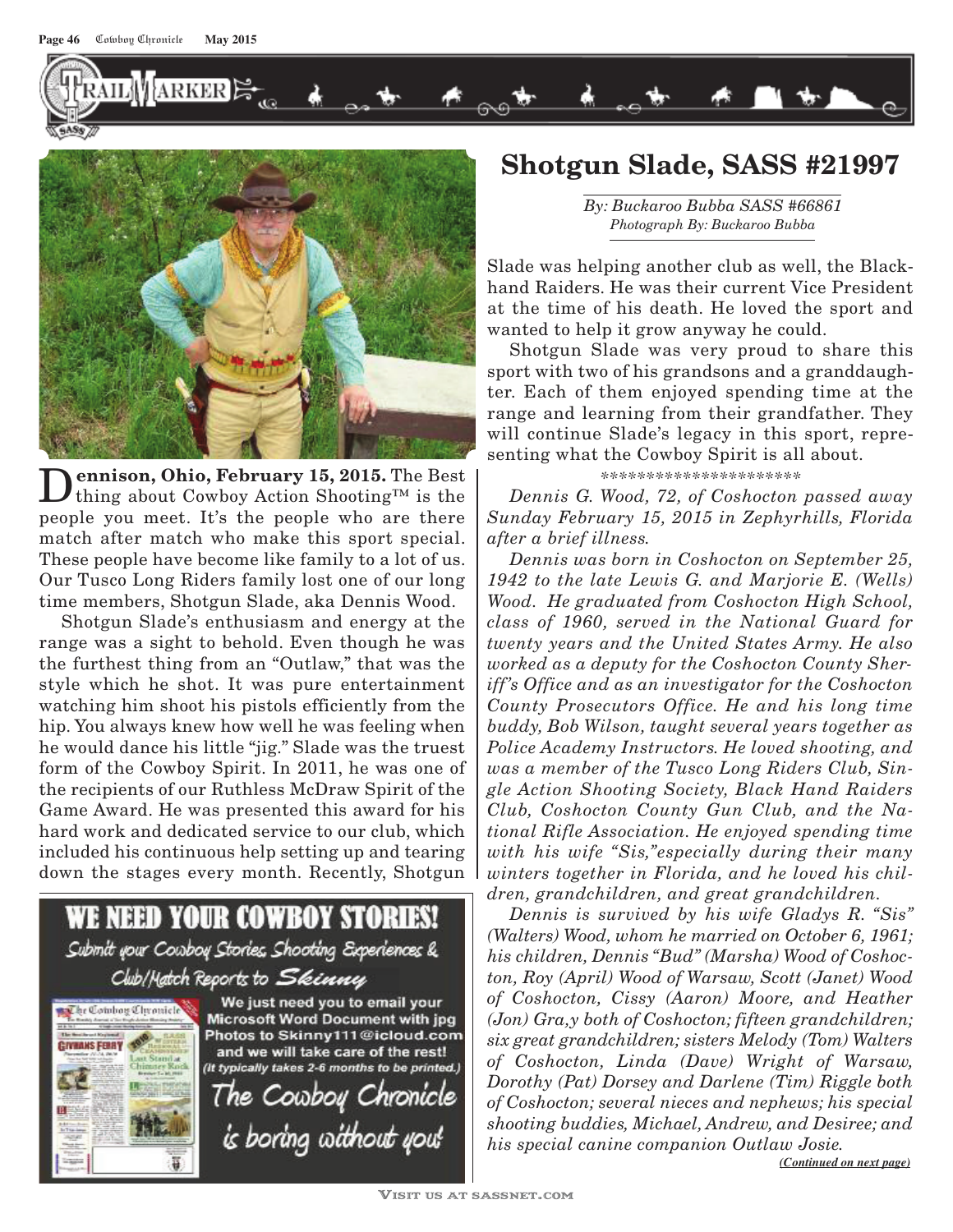# Shotgun Slade, SASS #21997

*By: Buckaroo Bubba SASS #66861*
*Photograph By: Buckaroo Bubba*

**Dennison, Ohio, February 15, 2015.** The Best thing about Cowboy Action Shooting™ is the people you meet. It's the people who are there match after match who make this sport special. These people have become like family to a lot of us. Our Tusco Long Riders family lost one of our long time members, Shotgun Slade, aka Dennis Wood.

Shotgun Slade's enthusiasm and energy at the range was a sight to behold. Even though he was the furthest thing from an "Outlaw," that was the style which he shot. It was pure entertainment watching him shoot his pistols efficiently from the hip. You always knew how well he was feeling when he would dance his little "jig." Slade was the truest form of the Cowboy Spirit. In 2011, he was one of the recipients of our Ruthless McDraw Spirit of the Game Award. He was presented this award for his hard work and dedicated service to our club, which included his continuous help setting up and tearing down the stages every month. Recently, Shotgun Slade was helping another club as well, the Blackhand Raiders. He was their current Vice President at the time of his death. He loved the sport and wanted to help it grow anyway he could.

Shotgun Slade was very proud to share this sport with two of his grandsons and a granddaughter. Each of them enjoyed spending time at the range and learning from their grandfather. They will continue Slade's legacy in this sport, representing what the Cowboy Spirit is all about.

*********************

*Dennis G. Wood, 72, of Coshocton passed away Sunday February 15, 2015 in Zephyrhills, Florida after a brief illness.*

*Dennis was born in Coshocton on September 25, 1942 to the late Lewis G. and Marjorie E. (Wells) Wood. He graduated from Coshocton High School, class of 1960, served in the National Guard for twenty years and the United States Army. He also worked as a deputy for the Coshocton County Sheriff's Office and as an investigator for the Coshocton County Prosecutors Office. He and his long time buddy, Bob Wilson, taught several years together as Police Academy Instructors. He loved shooting, and was a member of the Tusco Long Riders Club, Single Action Shooting Society, Black Hand Raiders Club, Coshocton County Gun Club, and the National Rifle Association. He enjoyed spending time with his wife "Sis,"especially during their many winters together in Florida, and he loved his children, grandchildren, and great grandchildren.*

*Dennis is survived by his wife Gladys R. "Sis" (Walters) Wood, whom he married on October 6, 1961; his children, Dennis "Bud" (Marsha) Wood of Coshocton, Roy (April) Wood of Warsaw, Scott (Janet) Wood of Coshocton, Cissy (Aaron) Moore, and Heather (Jon) Gra,y both of Coshocton; fifteen grandchildren; six great grandchildren; sisters Melody (Tom) Walters of Coshocton, Linda (Dave) Wright of Warsaw, Dorothy (Pat) Dorsey and Darlene (Tim) Riggle both of Coshocton; several nieces and nephews; his special shooting buddies, Michael, Andrew, and Desiree; and his special canine companion Outlaw Josie.*

*(Continued on next page)*

**WE NEED YOUR COWBOY STORIES!**

Submit your Cowboy Stories, Shooting Experiences & Club/Match Reports to Skinny

We just need you to email your Microsoft Word Document with jpg Photos to Skinny111@icloud.com and we will take care of the rest! (It typically takes 2-6 months to be printed.)

The Cowboy Chronicle is boring without you!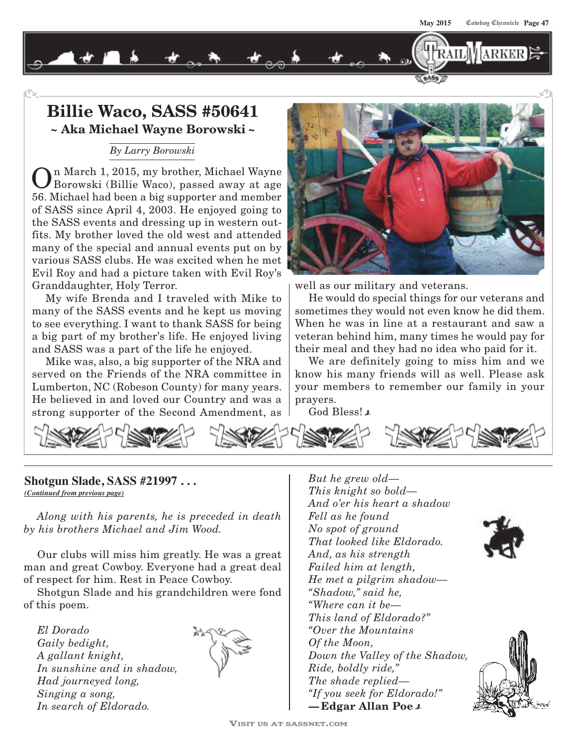## Billie Waco, SASS #50641

### ~ Aka Michael Wayne Borowski ~

*By Larry Borowski*

On March 1, 2015, my brother, Michael Wayne Borowski (Billie Waco), passed away at age 56. Michael had been a big supporter and member of SASS since April 4, 2003. He enjoyed going to the SASS events and dressing up in western outfits. My brother loved the old west and attended many of the special and annual events put on by various SASS clubs. He was excited when he met Evil Roy and had a picture taken with Evil Roy's Granddaughter, Holy Terror.

My wife Brenda and I traveled with Mike to many of the SASS events and he kept us moving to see everything. I want to thank SASS for being a big part of my brother's life. He enjoyed living and SASS was a part of the life he enjoyed.

Mike was, also, a big supporter of the NRA and served on the Friends of the NRA committee in Lumberton, NC (Robeson County) for many years. He believed in and loved our Country and was a strong supporter of the Second Amendment, as well as our military and veterans.

He would do special things for our veterans and sometimes they would not even know he did them. When he was in line at a restaurant and saw a veteran behind him, many times he would pay for their meal and they had no idea who paid for it.

We are definitely going to miss him and we know his many friends will as well. Please ask your members to remember our family in your prayers.

God Bless!

---

**Shotgun Slade, SASS #21997 . . .**
***(Continued from previous page)***

*Along with his parents, he is preceded in death by his brothers Michael and Jim Wood.*

Our clubs will miss him greatly. He was a great man and great Cowboy. Everyone had a great deal of respect for him. Rest in Peace Cowboy.

Shotgun Slade and his grandchildren were fond of this poem.

*El Dorado*
*Gaily bedight,*
*A gallant knight,*
*In sunshine and in shadow,*
*Had journeyed long,*
*Singing a song,*
*In search of Eldorado.*

*But he grew old—*
*This knight so bold—*
*And o'er his heart a shadow*
*Fell as he found*
*No spot of ground*
*That looked like Eldorado.*
*And, as his strength*
*Failed him at length,*
*He met a pilgrim shadow—*
*"Shadow," said he,*
*"Where can it be—*
*This land of Eldorado?"*
*"Over the Mountains*
*Of the Moon,*
*Down the Valley of the Shadow,*
*Ride, boldly ride,"*
*The shade replied—*
*"If you seek for Eldorado!"*

**—Edgar Allan Poe**